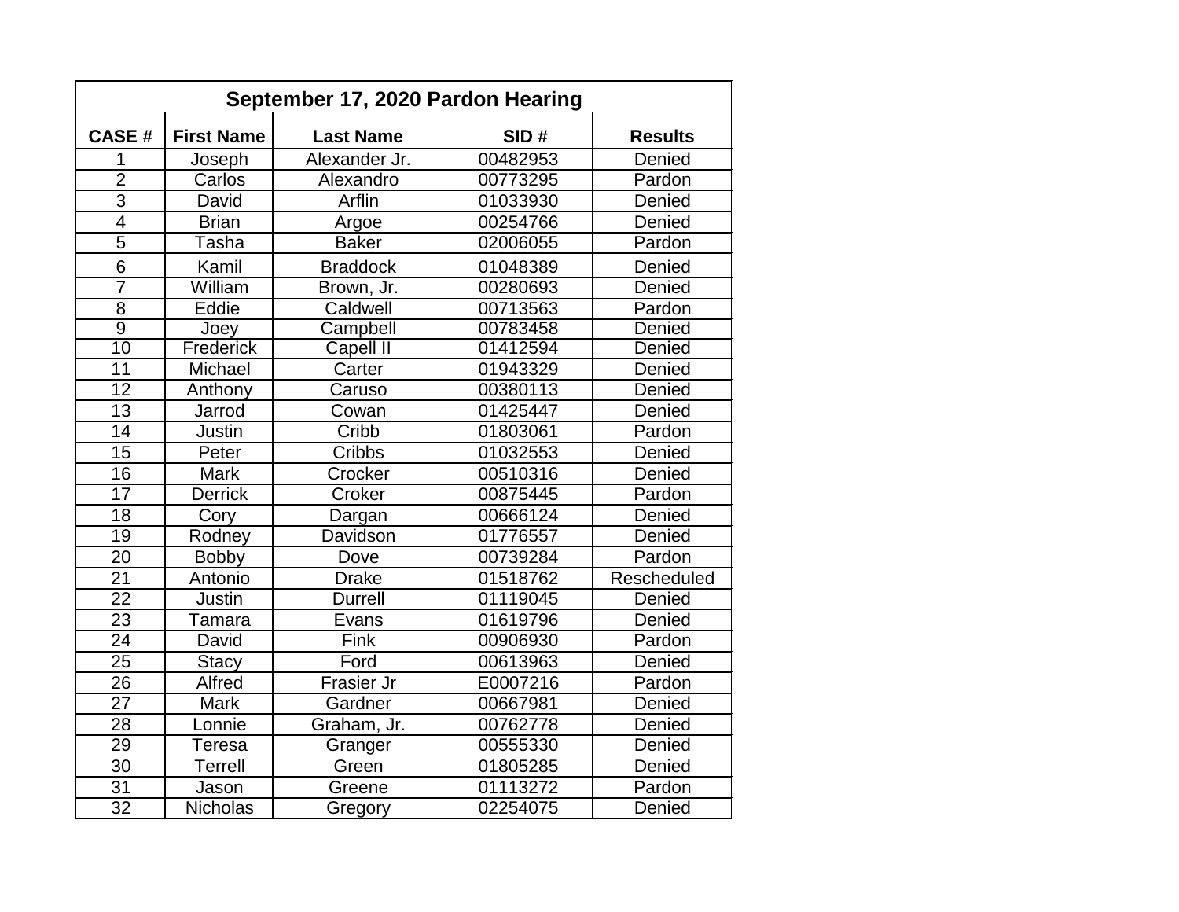| September 17, 2020 Pardon Hearing | | | | |
|---|---|---|---|---|
| **CASE #** | **First Name** | **Last Name** | **SID #** | **Results** |
| 1 | Joseph | Alexander Jr. | 00482953 | Denied |
| 2 | Carlos | Alexandro | 00773295 | Pardon |
| 3 | David | Arflin | 01033930 | Denied |
| 4 | Brian | Argoe | 00254766 | Denied |
| 5 | Tasha | Baker | 02006055 | Pardon |
| 6 | Kamil | Braddock | 01048389 | Denied |
| 7 | William | Brown, Jr. | 00280693 | Denied |
| 8 | Eddie | Caldwell | 00713563 | Pardon |
| 9 | Joey | Campbell | 00783458 | Denied |
| 10 | Frederick | Capell II | 01412594 | Denied |
| 11 | Michael | Carter | 01943329 | Denied |
| 12 | Anthony | Caruso | 00380113 | Denied |
| 13 | Jarrod | Cowan | 01425447 | Denied |
| 14 | Justin | Cribb | 01803061 | Pardon |
| 15 | Peter | Cribbs | 01032553 | Denied |
| 16 | Mark | Crocker | 00510316 | Denied |
| 17 | Derrick | Croker | 00875445 | Pardon |
| 18 | Cory | Dargan | 00666124 | Denied |
| 19 | Rodney | Davidson | 01776557 | Denied |
| 20 | Bobby | Dove | 00739284 | Pardon |
| 21 | Antonio | Drake | 01518762 | Rescheduled |
| 22 | Justin | Durrell | 01119045 | Denied |
| 23 | Tamara | Evans | 01619796 | Denied |
| 24 | David | Fink | 00906930 | Pardon |
| 25 | Stacy | Ford | 00613963 | Denied |
| 26 | Alfred | Frasier Jr | E0007216 | Pardon |
| 27 | Mark | Gardner | 00667981 | Denied |
| 28 | Lonnie | Graham, Jr. | 00762778 | Denied |
| 29 | Teresa | Granger | 00555330 | Denied |
| 30 | Terrell | Green | 01805285 | Denied |
| 31 | Jason | Greene | 01113272 | Pardon |
| 32 | Nicholas | Gregory | 02254075 | Denied |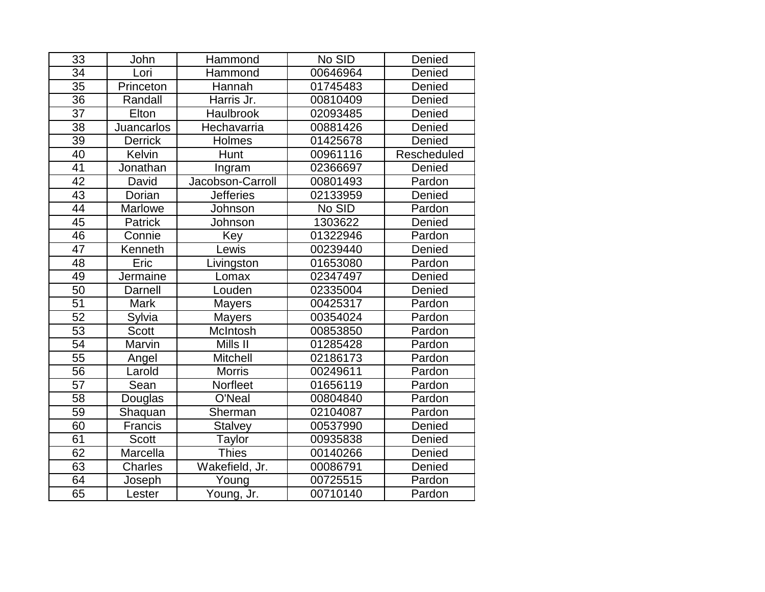| | | | | |
|---|---|---|---|---|
| 33 | John | Hammond | No SID | Denied |
| 34 | Lori | Hammond | 00646964 | Denied |
| 35 | Princeton | Hannah | 01745483 | Denied |
| 36 | Randall | Harris Jr. | 00810409 | Denied |
| 37 | Elton | Haulbrook | 02093485 | Denied |
| 38 | Juancarlos | Hechavarria | 00881426 | Denied |
| 39 | Derrick | Holmes | 01425678 | Denied |
| 40 | Kelvin | Hunt | 00961116 | Rescheduled |
| 41 | Jonathan | Ingram | 02366697 | Denied |
| 42 | David | Jacobson-Carroll | 00801493 | Pardon |
| 43 | Dorian | Jefferies | 02133959 | Denied |
| 44 | Marlowe | Johnson | No SID | Pardon |
| 45 | Patrick | Johnson | 1303622 | Denied |
| 46 | Connie | Key | 01322946 | Pardon |
| 47 | Kenneth | Lewis | 00239440 | Denied |
| 48 | Eric | Livingston | 01653080 | Pardon |
| 49 | Jermaine | Lomax | 02347497 | Denied |
| 50 | Darnell | Louden | 02335004 | Denied |
| 51 | Mark | Mayers | 00425317 | Pardon |
| 52 | Sylvia | Mayers | 00354024 | Pardon |
| 53 | Scott | McIntosh | 00853850 | Pardon |
| 54 | Marvin | Mills II | 01285428 | Pardon |
| 55 | Angel | Mitchell | 02186173 | Pardon |
| 56 | Larold | Morris | 00249611 | Pardon |
| 57 | Sean | Norfleet | 01656119 | Pardon |
| 58 | Douglas | O'Neal | 00804840 | Pardon |
| 59 | Shaquan | Sherman | 02104087 | Pardon |
| 60 | Francis | Stalvey | 00537990 | Denied |
| 61 | Scott | Taylor | 00935838 | Denied |
| 62 | Marcella | Thies | 00140266 | Denied |
| 63 | Charles | Wakefield, Jr. | 00086791 | Denied |
| 64 | Joseph | Young | 00725515 | Pardon |
| 65 | Lester | Young, Jr. | 00710140 | Pardon |